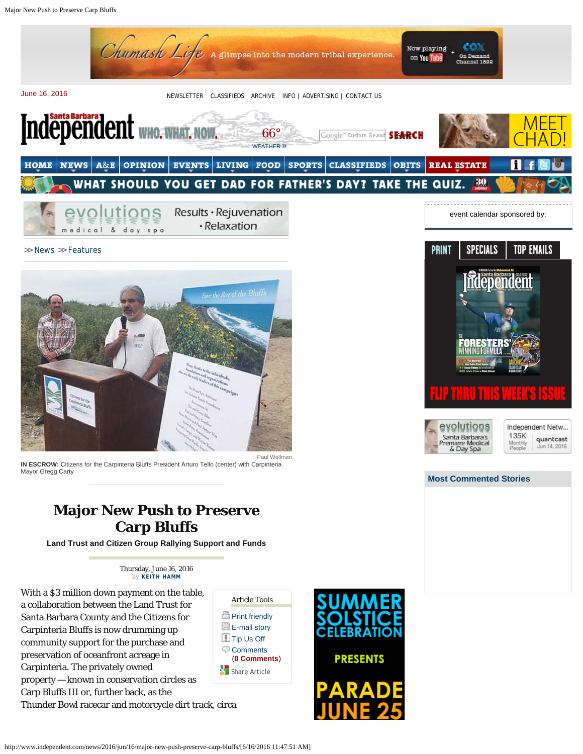>> News >> Features

Paul Wellman

**IN ESCROW:** Citizens for the Carpinteria Bluffs President Arturo Tello (center) with Carpinteria Mayor Gregg Carty

# Major New Push to Preserve Carp Bluffs

**Land Trust and Citizen Group Rallying Support and Funds**

Thursday, June 16, 2016
by KEITH HAMM

With a $3 million down payment on the table, a collaboration between the Land Trust for Santa Barbara County and the Citizens for Carpinteria Bluffs is now drumming up community support for the purchase and preservation of oceanfront acreage in Carpinteria. The privately owned property — known in conservation circles as Carp Bluffs III or, further back, as the Thunder Bowl racecar and motorcycle dirt track, circa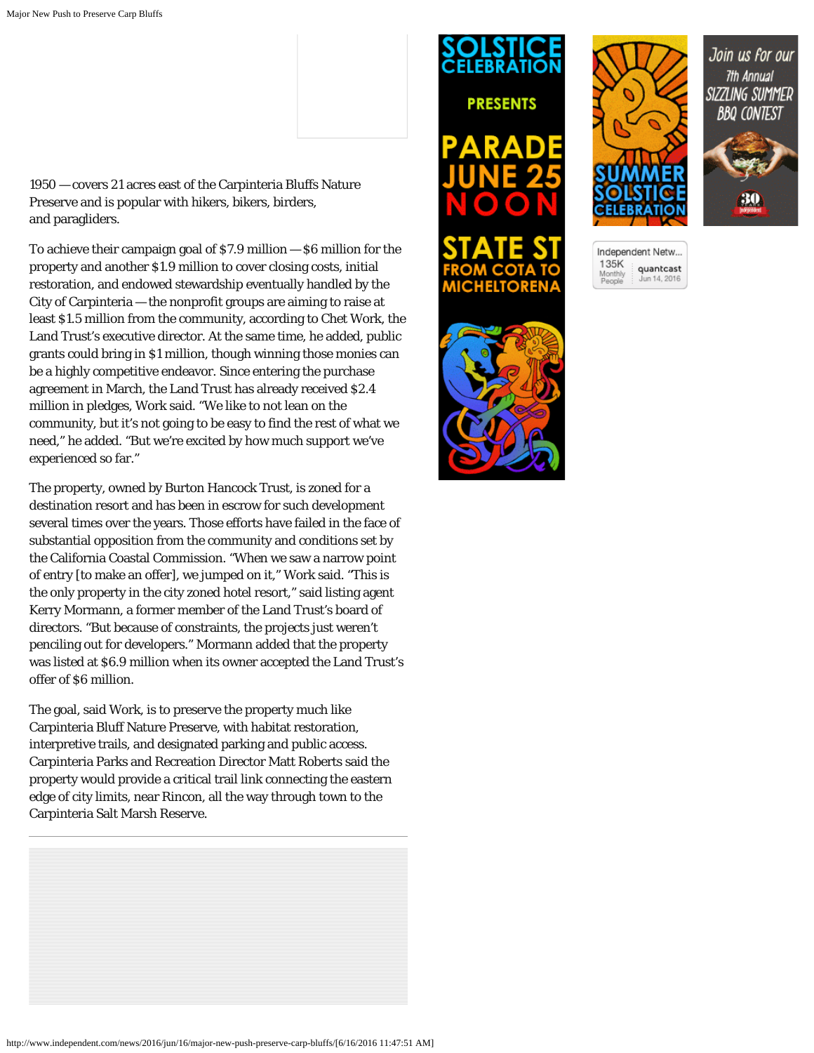1950 — covers 21 acres east of the Carpinteria Bluffs Nature Preserve and is popular with hikers, bikers, birders, and paragliders.

To achieve their campaign goal of $7.9 million — $6 million for the property and another $1.9 million to cover closing costs, initial restoration, and endowed stewardship eventually handled by the City of Carpinteria — the nonprofit groups are aiming to raise at least $1.5 million from the community, according to Chet Work, the Land Trust's executive director. At the same time, he added, public grants could bring in $1 million, though winning those monies can be a highly competitive endeavor. Since entering the purchase agreement in March, the Land Trust has already received $2.4 million in pledges, Work said. "We like to not lean on the community, but it's not going to be easy to find the rest of what we need," he added. "But we're excited by how much support we've experienced so far."

The property, owned by Burton Hancock Trust, is zoned for a destination resort and has been in escrow for such development several times over the years. Those efforts have failed in the face of substantial opposition from the community and conditions set by the California Coastal Commission. "When we saw a narrow point of entry [to make an offer], we jumped on it," Work said. "This is the only property in the city zoned hotel resort," said listing agent Kerry Mormann, a former member of the Land Trust's board of directors. "But because of constraints, the projects just weren't penciling out for developers." Mormann added that the property was listed at $6.9 million when its owner accepted the Land Trust's offer of $6 million.

The goal, said Work, is to preserve the property much like Carpinteria Bluff Nature Preserve, with habitat restoration, interpretive trails, and designated parking and public access. Carpinteria Parks and Recreation Director Matt Roberts said the property would provide a critical trail link connecting the eastern edge of city limits, near Rincon, all the way through town to the Carpinteria Salt Marsh Reserve.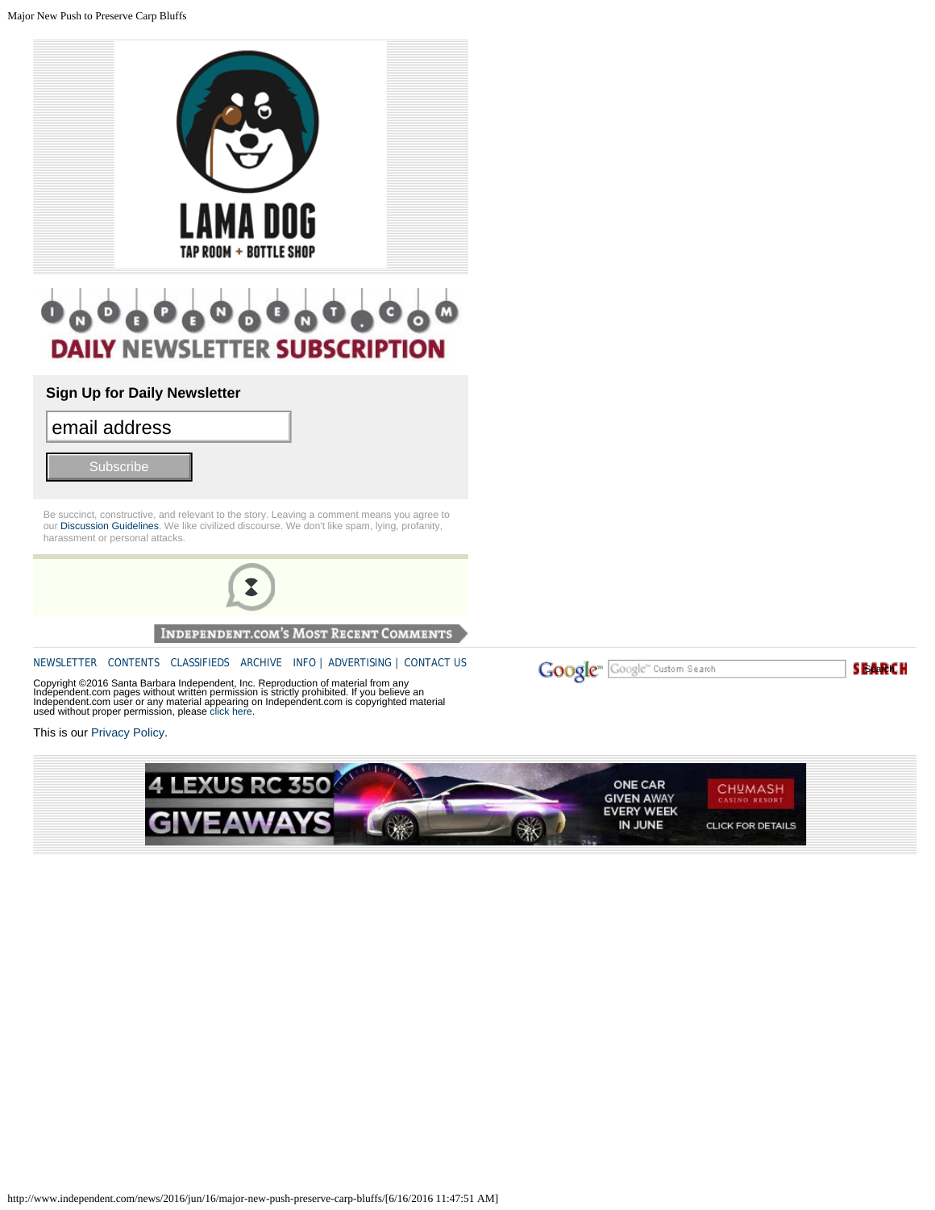LAMA DOG

TAP ROOM + BOTTLE SHOP

INDEPENDENT.COM

DAILY NEWSLETTER SUBSCRIPTION

**Sign Up for Daily Newsletter**

email address

Subscribe

Be succinct, constructive, and relevant to the story. Leaving a comment means you agree to our Discussion Guidelines. We like civilized discourse. We don't like spam, lying, profanity, harassment or personal attacks.

INDEPENDENT.COM'S MOST RECENT COMMENTS

NEWSLETTER CONTENTS CLASSIFIEDS ARCHIVE INFO | ADVERTISING | CONTACT US

Google Custom Search SEARCH

Copyright ©2016 Santa Barbara Independent, Inc. Reproduction of material from any Independent.com pages without written permission is strictly prohibited. If you believe an Independent.com user or any material appearing on Independent.com is copyrighted material used without proper permission, please click here.

This is our Privacy Policy.

4 LEXUS RC 350 GIVEAWAYS

ONE CAR GIVEN AWAY EVERY WEEK IN JUNE

CHUMASH CASINO RESORT

CLICK FOR DETAILS